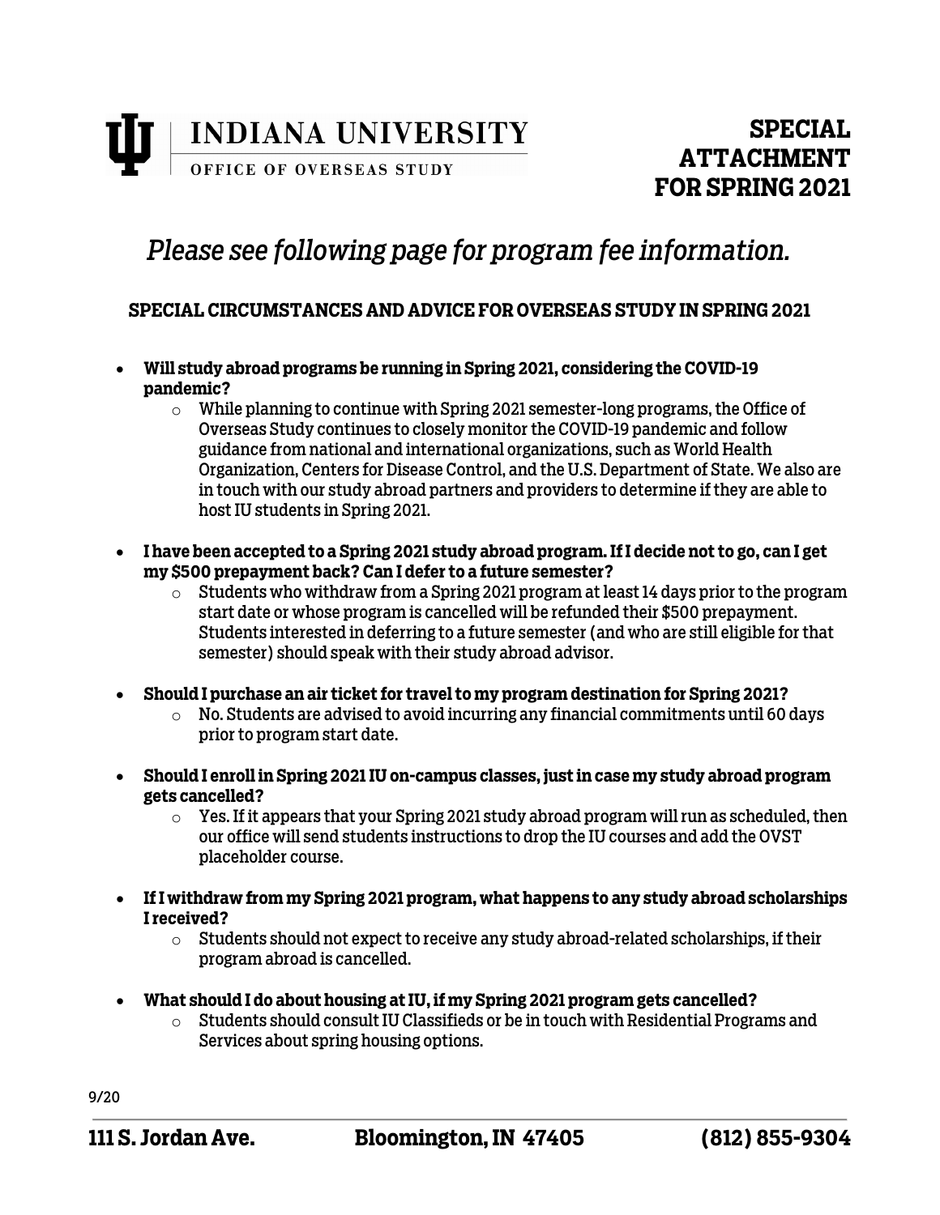# INDIANA UNIVERSITY
OFFICE OF OVERSEAS STUDY

## SPECIAL ATTACHMENT FOR SPRING 2021

*Please see following page for program fee information.*

### SPECIAL CIRCUMSTANCES AND ADVICE FOR OVERSEAS STUDY IN SPRING 2021

- **Will study abroad programs be running in Spring 2021, considering the COVID-19 pandemic?**
  - While planning to continue with Spring 2021 semester-long programs, the Office of Overseas Study continues to closely monitor the COVID-19 pandemic and follow guidance from national and international organizations, such as World Health Organization, Centers for Disease Control, and the U.S. Department of State. We also are in touch with our study abroad partners and providers to determine if they are able to host IU students in Spring 2021.
- **I have been accepted to a Spring 2021 study abroad program. If I decide not to go, can I get my $500 prepayment back? Can I defer to a future semester?**
  - Students who withdraw from a Spring 2021 program at least 14 days prior to the program start date or whose program is cancelled will be refunded their $500 prepayment. Students interested in deferring to a future semester (and who are still eligible for that semester) should speak with their study abroad advisor.
- **Should I purchase an air ticket for travel to my program destination for Spring 2021?**
  - No. Students are advised to avoid incurring any financial commitments until 60 days prior to program start date.
- **Should I enroll in Spring 2021 IU on-campus classes, just in case my study abroad program gets cancelled?**
  - Yes. If it appears that your Spring 2021 study abroad program will run as scheduled, then our office will send students instructions to drop the IU courses and add the OVST placeholder course.
- **If I withdraw from my Spring 2021 program, what happens to any study abroad scholarships I received?**
  - Students should not expect to receive any study abroad-related scholarships, if their program abroad is cancelled.
- **What should I do about housing at IU, if my Spring 2021 program gets cancelled?**
  - Students should consult IU Classifieds or be in touch with Residential Programs and Services about spring housing options.

9/20

**111 S. Jordan Ave. Bloomington, IN 47405 (812) 855-9304**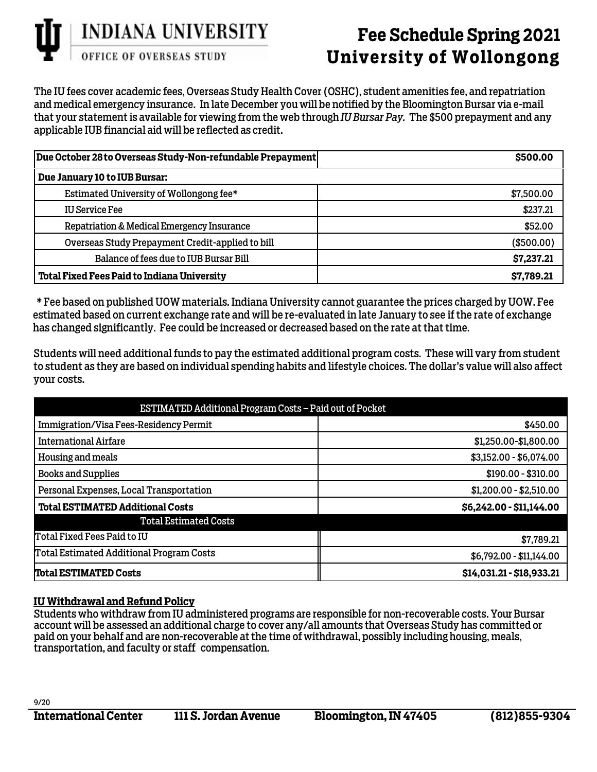# INDIANA UNIVERSITY

OFFICE OF OVERSEAS STUDY

# Fee Schedule Spring 2021
# University of Wollongong

The IU fees cover academic fees, Overseas Study Health Cover (OSHC), student amenities fee, and repatriation and medical emergency insurance. In late December you will be notified by the Bloomington Bursar via e-mail that your statement is available for viewing from the web through *IU Bursar Pay*. The $500 prepayment and any applicable IUB financial aid will be reflected as credit.

| | |
|---|---|
| **Due October 28 to Overseas Study-Non-refundable Prepayment** | **$500.00** |
| **Due January 10 to IUB Bursar:** | |
| Estimated University of Wollongong fee* | $7,500.00 |
| IU Service Fee | $237.21 |
| Repatriation & Medical Emergency Insurance | $52.00 |
| Overseas Study Prepayment Credit-applied to bill | ($500.00) |
| Balance of fees due to IUB Bursar Bill | **$7,237.21** |
| **Total Fixed Fees Paid to Indiana University** | **$7,789.21** |

* Fee based on published UOW materials. Indiana University cannot guarantee the prices charged by UOW. Fee estimated based on current exchange rate and will be re-evaluated in late January to see if the rate of exchange has changed significantly. Fee could be increased or decreased based on the rate at that time.

Students will need additional funds to pay the estimated additional program costs. These will vary from student to student as they are based on individual spending habits and lifestyle choices. The dollar's value will also affect your costs.

| ESTIMATED Additional Program Costs – Paid out of Pocket | |
|---|---|
| Immigration/Visa Fees-Residency Permit | $450.00 |
| International Airfare | $1,250.00-$1,800.00 |
| Housing and meals | $3,152.00 - $6,074.00 |
| Books and Supplies | $190.00 - $310.00 |
| Personal Expenses, Local Transportation | $1,200.00 - $2,510.00 |
| **Total ESTIMATED Additional Costs** | **$6,242.00 - $11,144.00** |
| **Total Estimated Costs** | |
| Total Fixed Fees Paid to IU | $7,789.21 |
| Total Estimated Additional Program Costs | $6,792.00 - $11,144.00 |
| **Total ESTIMATED Costs** | **$14,031.21 - $18,933.21** |

**IU Withdrawal and Refund Policy**

Students who withdraw from IU administered programs are responsible for non-recoverable costs. Your Bursar account will be assessed an additional charge to cover any/all amounts that Overseas Study has committed or paid on your behalf and are non-recoverable at the time of withdrawal, possibly including housing, meals, transportation, and faculty or staff compensation.

9/20

**International Center** **111 S. Jordan Avenue** **Bloomington, IN 47405** **(812)855-9304**